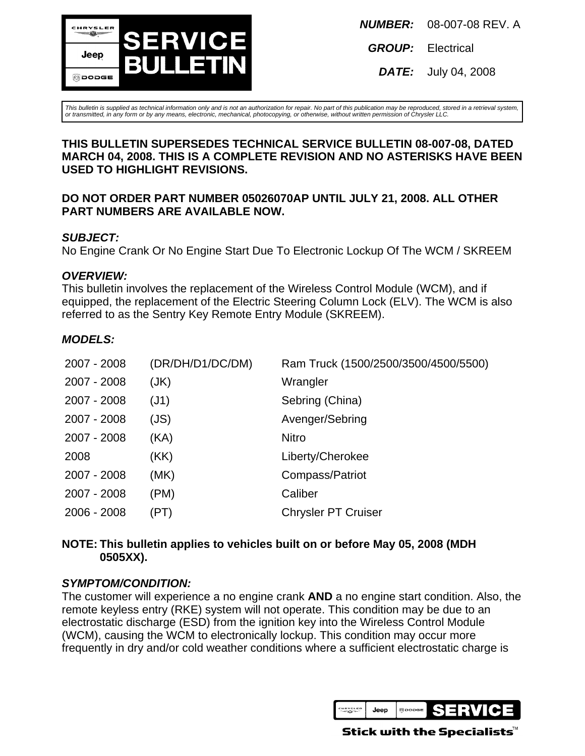# SERVICE BULLETIN

**NUMBER:** 08-007-08 REV. A

**GROUP:** Electrical

**DATE:** July 04, 2008

*This bulletin is supplied as technical information only and is not an authorization for repair. No part of this publication may be reproduced, stored in a retrieval system, or transmitted, in any form or by any means, electronic, mechanical, photocopying, or otherwise, without written permission of Chrysler LLC.*

**THIS BULLETIN SUPERSEDES TECHNICAL SERVICE BULLETIN 08-007-08, DATED MARCH 04, 2008. THIS IS A COMPLETE REVISION AND NO ASTERISKS HAVE BEEN USED TO HIGHLIGHT REVISIONS.**

**DO NOT ORDER PART NUMBER 05026070AP UNTIL JULY 21, 2008. ALL OTHER PART NUMBERS ARE AVAILABLE NOW.**

***SUBJECT:***

No Engine Crank Or No Engine Start Due To Electronic Lockup Of The WCM / SKREEM

***OVERVIEW:***

This bulletin involves the replacement of the Wireless Control Module (WCM), and if equipped, the replacement of the Electric Steering Column Lock (ELV). The WCM is also referred to as the Sentry Key Remote Entry Module (SKREEM).

***MODELS:***

| | | |
|---|---|---|
| 2007 - 2008 | (DR/DH/D1/DC/DM) | Ram Truck (1500/2500/3500/4500/5500) |
| 2007 - 2008 | (JK) | Wrangler |
| 2007 - 2008 | (J1) | Sebring (China) |
| 2007 - 2008 | (JS) | Avenger/Sebring |
| 2007 - 2008 | (KA) | Nitro |
| 2008 | (KK) | Liberty/Cherokee |
| 2007 - 2008 | (MK) | Compass/Patriot |
| 2007 - 2008 | (PM) | Caliber |
| 2006 - 2008 | (PT) | Chrysler PT Cruiser |

**NOTE: This bulletin applies to vehicles built on or before May 05, 2008 (MDH 0505XX).**

***SYMPTOM/CONDITION:***

The customer will experience a no engine crank **AND** a no engine start condition. Also, the remote keyless entry (RKE) system will not operate. This condition may be due to an electrostatic discharge (ESD) from the ignition key into the Wireless Control Module (WCM), causing the WCM to electronically lockup. This condition may occur more frequently in dry and/or cold weather conditions where a sufficient electrostatic charge is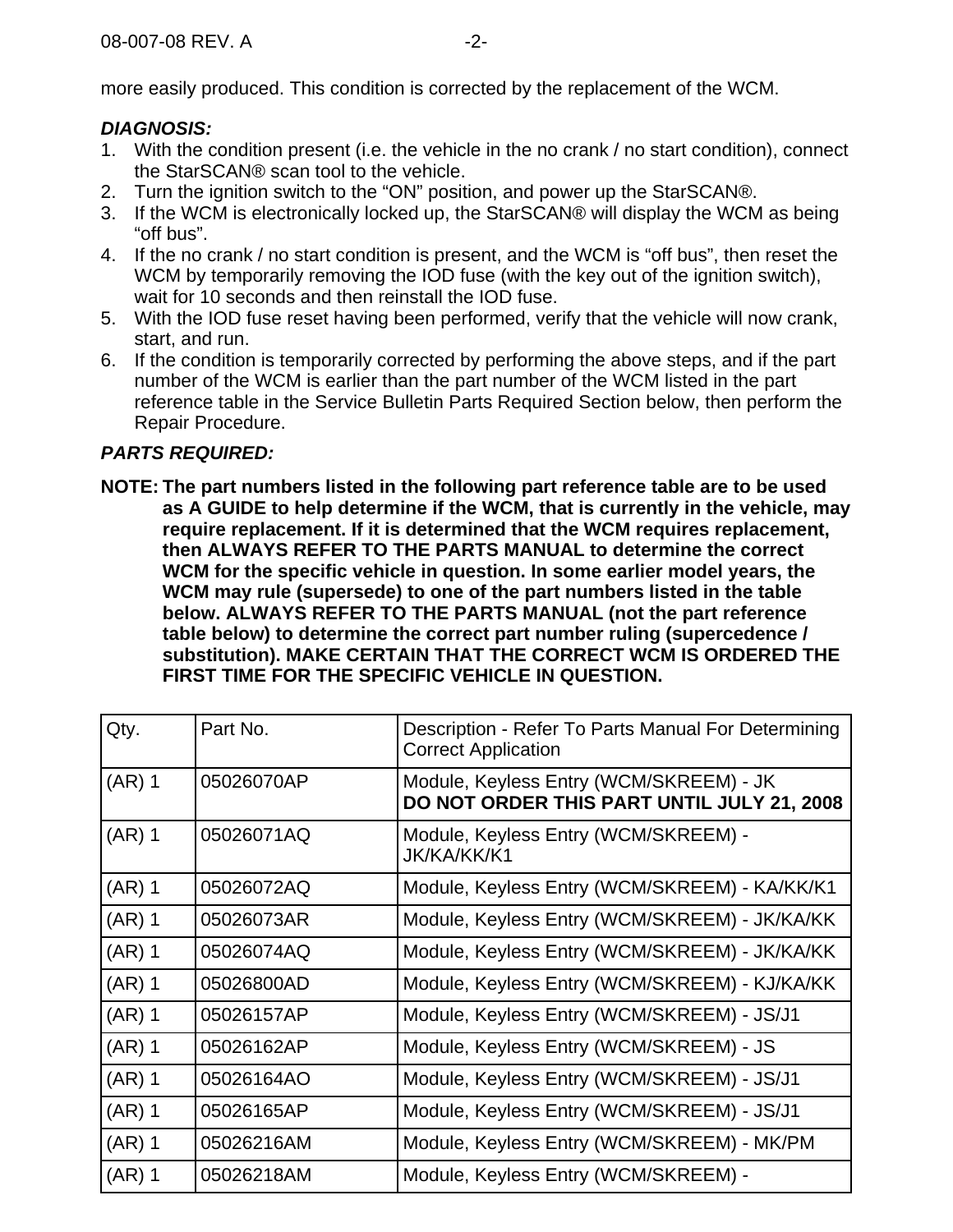more easily produced. This condition is corrected by the replacement of the WCM.

***DIAGNOSIS:***

1. With the condition present (i.e. the vehicle in the no crank / no start condition), connect the StarSCAN® scan tool to the vehicle.
2. Turn the ignition switch to the “ON” position, and power up the StarSCAN®.
3. If the WCM is electronically locked up, the StarSCAN® will display the WCM as being “off bus”.
4. If the no crank / no start condition is present, and the WCM is “off bus”, then reset the WCM by temporarily removing the IOD fuse (with the key out of the ignition switch), wait for 10 seconds and then reinstall the IOD fuse.
5. With the IOD fuse reset having been performed, verify that the vehicle will now crank, start, and run.
6. If the condition is temporarily corrected by performing the above steps, and if the part number of the WCM is earlier than the part number of the WCM listed in the part reference table in the Service Bulletin Parts Required Section below, then perform the Repair Procedure.

***PARTS REQUIRED:***

**NOTE: The part numbers listed in the following part reference table are to be used as A GUIDE to help determine if the WCM, that is currently in the vehicle, may require replacement. If it is determined that the WCM requires replacement, then ALWAYS REFER TO THE PARTS MANUAL to determine the correct WCM for the specific vehicle in question. In some earlier model years, the WCM may rule (supersede) to one of the part numbers listed in the table below. ALWAYS REFER TO THE PARTS MANUAL (not the part reference table below) to determine the correct part number ruling (supercedence / substitution). MAKE CERTAIN THAT THE CORRECT WCM IS ORDERED THE FIRST TIME FOR THE SPECIFIC VEHICLE IN QUESTION.**

| Qty. | Part No. | Description - Refer To Parts Manual For Determining Correct Application |
|---|---|---|
| (AR) 1 | 05026070AP | Module, Keyless Entry (WCM/SKREEM) - JK **DO NOT ORDER THIS PART UNTIL JULY 21, 2008** |
| (AR) 1 | 05026071AQ | Module, Keyless Entry (WCM/SKREEM) - JK/KA/KK/K1 |
| (AR) 1 | 05026072AQ | Module, Keyless Entry (WCM/SKREEM) - KA/KK/K1 |
| (AR) 1 | 05026073AR | Module, Keyless Entry (WCM/SKREEM) - JK/KA/KK |
| (AR) 1 | 05026074AQ | Module, Keyless Entry (WCM/SKREEM) - JK/KA/KK |
| (AR) 1 | 05026800AD | Module, Keyless Entry (WCM/SKREEM) - KJ/KA/KK |
| (AR) 1 | 05026157AP | Module, Keyless Entry (WCM/SKREEM) - JS/J1 |
| (AR) 1 | 05026162AP | Module, Keyless Entry (WCM/SKREEM) - JS |
| (AR) 1 | 05026164AO | Module, Keyless Entry (WCM/SKREEM) - JS/J1 |
| (AR) 1 | 05026165AP | Module, Keyless Entry (WCM/SKREEM) - JS/J1 |
| (AR) 1 | 05026216AM | Module, Keyless Entry (WCM/SKREEM) - MK/PM |
| (AR) 1 | 05026218AM | Module, Keyless Entry (WCM/SKREEM) - |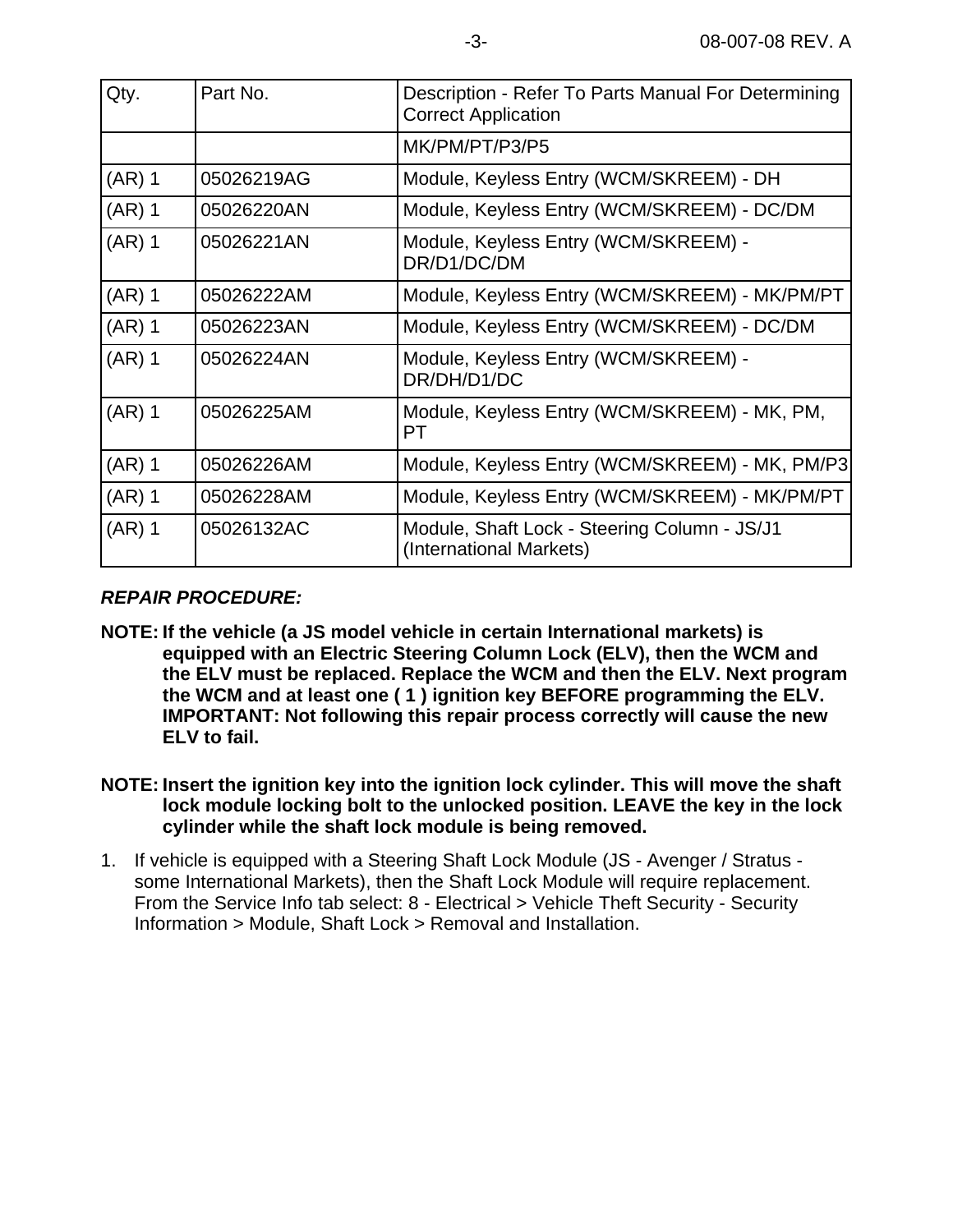| Qty. | Part No. | Description - Refer To Parts Manual For Determining Correct Application |
|---|---|---|
| | | MK/PM/PT/P3/P5 |
| (AR) 1 | 05026219AG | Module, Keyless Entry (WCM/SKREEM) - DH |
| (AR) 1 | 05026220AN | Module, Keyless Entry (WCM/SKREEM) - DC/DM |
| (AR) 1 | 05026221AN | Module, Keyless Entry (WCM/SKREEM) - DR/D1/DC/DM |
| (AR) 1 | 05026222AM | Module, Keyless Entry (WCM/SKREEM) - MK/PM/PT |
| (AR) 1 | 05026223AN | Module, Keyless Entry (WCM/SKREEM) - DC/DM |
| (AR) 1 | 05026224AN | Module, Keyless Entry (WCM/SKREEM) - DR/DH/D1/DC |
| (AR) 1 | 05026225AM | Module, Keyless Entry (WCM/SKREEM) - MK, PM, PT |
| (AR) 1 | 05026226AM | Module, Keyless Entry (WCM/SKREEM) - MK, PM/P3 |
| (AR) 1 | 05026228AM | Module, Keyless Entry (WCM/SKREEM) - MK/PM/PT |
| (AR) 1 | 05026132AC | Module, Shaft Lock - Steering Column - JS/J1 (International Markets) |

***REPAIR PROCEDURE:***

**NOTE: If the vehicle (a JS model vehicle in certain International markets) is equipped with an Electric Steering Column Lock (ELV), then the WCM and the ELV must be replaced. Replace the WCM and then the ELV. Next program the WCM and at least one ( 1 ) ignition key BEFORE programming the ELV. IMPORTANT: Not following this repair process correctly will cause the new ELV to fail.**

**NOTE: Insert the ignition key into the ignition lock cylinder. This will move the shaft lock module locking bolt to the unlocked position. LEAVE the key in the lock cylinder while the shaft lock module is being removed.**

1. If vehicle is equipped with a Steering Shaft Lock Module (JS - Avenger / Stratus - some International Markets), then the Shaft Lock Module will require replacement. From the Service Info tab select: 8 - Electrical > Vehicle Theft Security - Security Information > Module, Shaft Lock > Removal and Installation.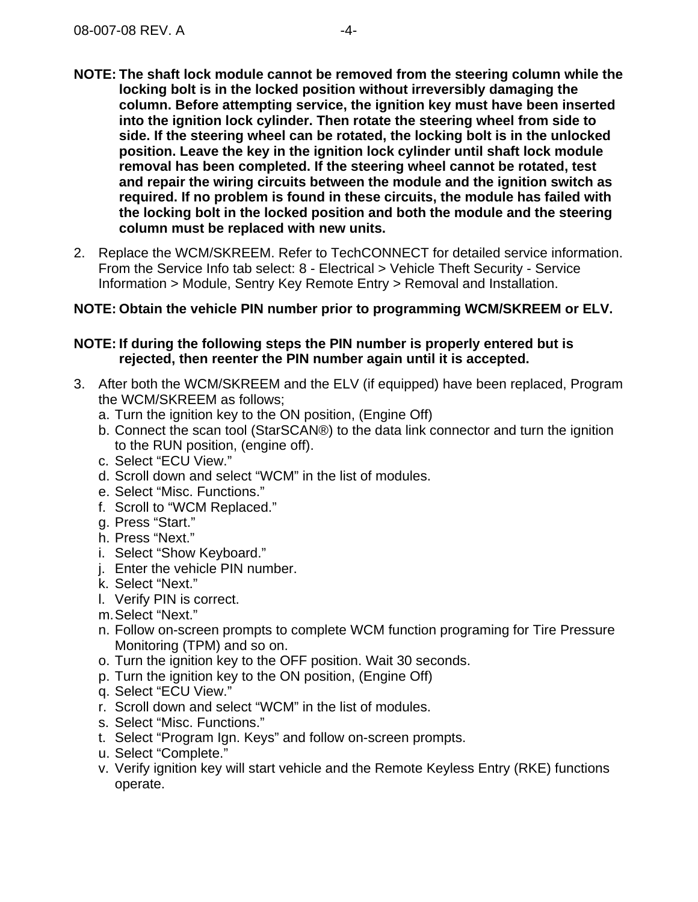**NOTE: The shaft lock module cannot be removed from the steering column while the locking bolt is in the locked position without irreversibly damaging the column. Before attempting service, the ignition key must have been inserted into the ignition lock cylinder. Then rotate the steering wheel from side to side. If the steering wheel can be rotated, the locking bolt is in the unlocked position. Leave the key in the ignition lock cylinder until shaft lock module removal has been completed. If the steering wheel cannot be rotated, test and repair the wiring circuits between the module and the ignition switch as required. If no problem is found in these circuits, the module has failed with the locking bolt in the locked position and both the module and the steering column must be replaced with new units.**

2. Replace the WCM/SKREEM. Refer to TechCONNECT for detailed service information. From the Service Info tab select: 8 - Electrical > Vehicle Theft Security - Service Information > Module, Sentry Key Remote Entry > Removal and Installation.

**NOTE: Obtain the vehicle PIN number prior to programming WCM/SKREEM or ELV.**

**NOTE: If during the following steps the PIN number is properly entered but is rejected, then reenter the PIN number again until it is accepted.**

3. After both the WCM/SKREEM and the ELV (if equipped) have been replaced, Program the WCM/SKREEM as follows;
   a. Turn the ignition key to the ON position, (Engine Off)
   b. Connect the scan tool (StarSCAN®) to the data link connector and turn the ignition to the RUN position, (engine off).
   c. Select “ECU View.”
   d. Scroll down and select “WCM” in the list of modules.
   e. Select “Misc. Functions.”
   f. Scroll to “WCM Replaced.”
   g. Press “Start.”
   h. Press “Next.”
   i. Select “Show Keyboard.”
   j. Enter the vehicle PIN number.
   k. Select “Next.”
   l. Verify PIN is correct.
   m. Select “Next.”
   n. Follow on-screen prompts to complete WCM function programing for Tire Pressure Monitoring (TPM) and so on.
   o. Turn the ignition key to the OFF position. Wait 30 seconds.
   p. Turn the ignition key to the ON position, (Engine Off)
   q. Select “ECU View.”
   r. Scroll down and select “WCM” in the list of modules.
   s. Select “Misc. Functions.”
   t. Select “Program Ign. Keys” and follow on-screen prompts.
   u. Select “Complete.”
   v. Verify ignition key will start vehicle and the Remote Keyless Entry (RKE) functions operate.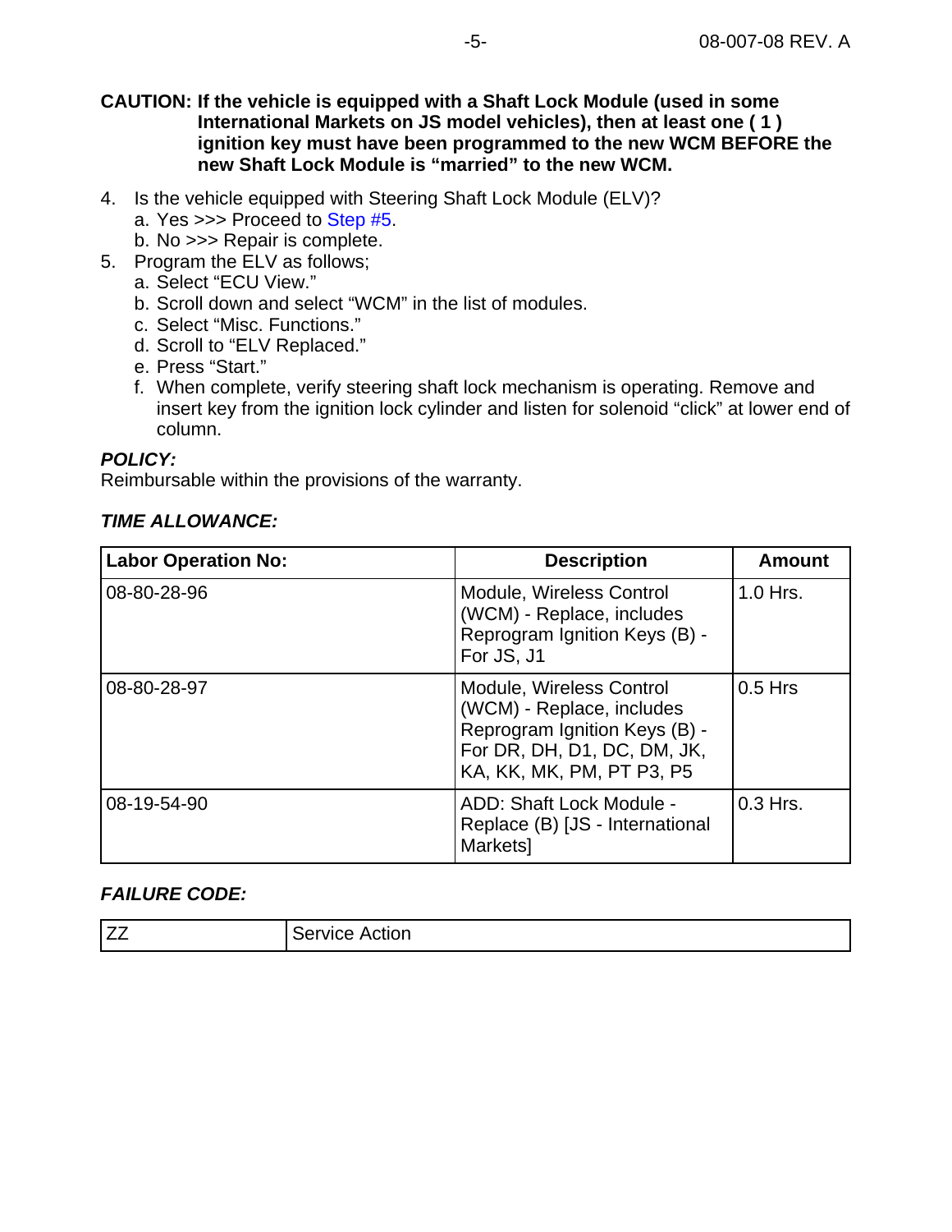**CAUTION: If the vehicle is equipped with a Shaft Lock Module (used in some International Markets on JS model vehicles), then at least one ( 1 ) ignition key must have been programmed to the new WCM BEFORE the new Shaft Lock Module is "married" to the new WCM.**

4. Is the vehicle equipped with Steering Shaft Lock Module (ELV)?
   a. Yes >>> Proceed to Step #5.
   b. No >>> Repair is complete.
5. Program the ELV as follows;
   a. Select "ECU View."
   b. Scroll down and select "WCM" in the list of modules.
   c. Select "Misc. Functions."
   d. Scroll to "ELV Replaced."
   e. Press "Start."
   f. When complete, verify steering shaft lock mechanism is operating. Remove and insert key from the ignition lock cylinder and listen for solenoid "click" at lower end of column.

***POLICY:***

Reimbursable within the provisions of the warranty.

***TIME ALLOWANCE:***

| Labor Operation No: | Description | Amount |
|---|---|---|
| 08-80-28-96 | Module, Wireless Control (WCM) - Replace, includes Reprogram Ignition Keys (B) - For JS, J1 | 1.0 Hrs. |
| 08-80-28-97 | Module, Wireless Control (WCM) - Replace, includes Reprogram Ignition Keys (B) - For DR, DH, D1, DC, DM, JK, KA, KK, MK, PM, PT P3, P5 | 0.5 Hrs |
| 08-19-54-90 | ADD: Shaft Lock Module - Replace (B) [JS - International Markets] | 0.3 Hrs. |

***FAILURE CODE:***

| | |
|---|---|
| ZZ | Service Action |